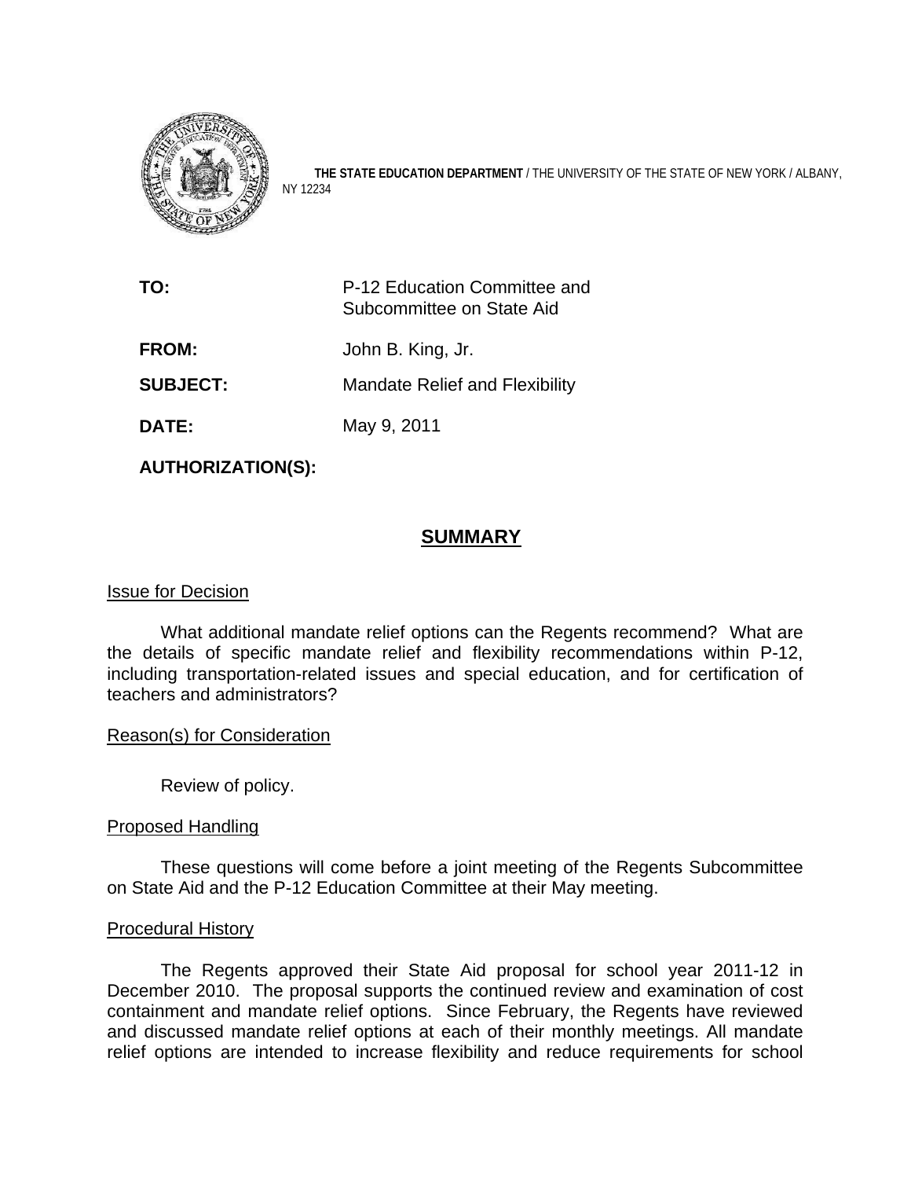**THE STATE EDUCATION DEPARTMENT** / THE UNIVERSITY OF THE STATE OF NEW YORK / ALBANY, NY 12234

| | |
|---|---|
| **TO:** | P-12 Education Committee and Subcommittee on State Aid |
| **FROM:** | John B. King, Jr. |
| **SUBJECT:** | Mandate Relief and Flexibility |
| **DATE:** | May 9, 2011 |
| **AUTHORIZATION(S):** | |

## SUMMARY

### Issue for Decision

What additional mandate relief options can the Regents recommend? What are the details of specific mandate relief and flexibility recommendations within P-12, including transportation-related issues and special education, and for certification of teachers and administrators?

### Reason(s) for Consideration

Review of policy.

### Proposed Handling

These questions will come before a joint meeting of the Regents Subcommittee on State Aid and the P-12 Education Committee at their May meeting.

### Procedural History

The Regents approved their State Aid proposal for school year 2011-12 in December 2010. The proposal supports the continued review and examination of cost containment and mandate relief options. Since February, the Regents have reviewed and discussed mandate relief options at each of their monthly meetings. All mandate relief options are intended to increase flexibility and reduce requirements for school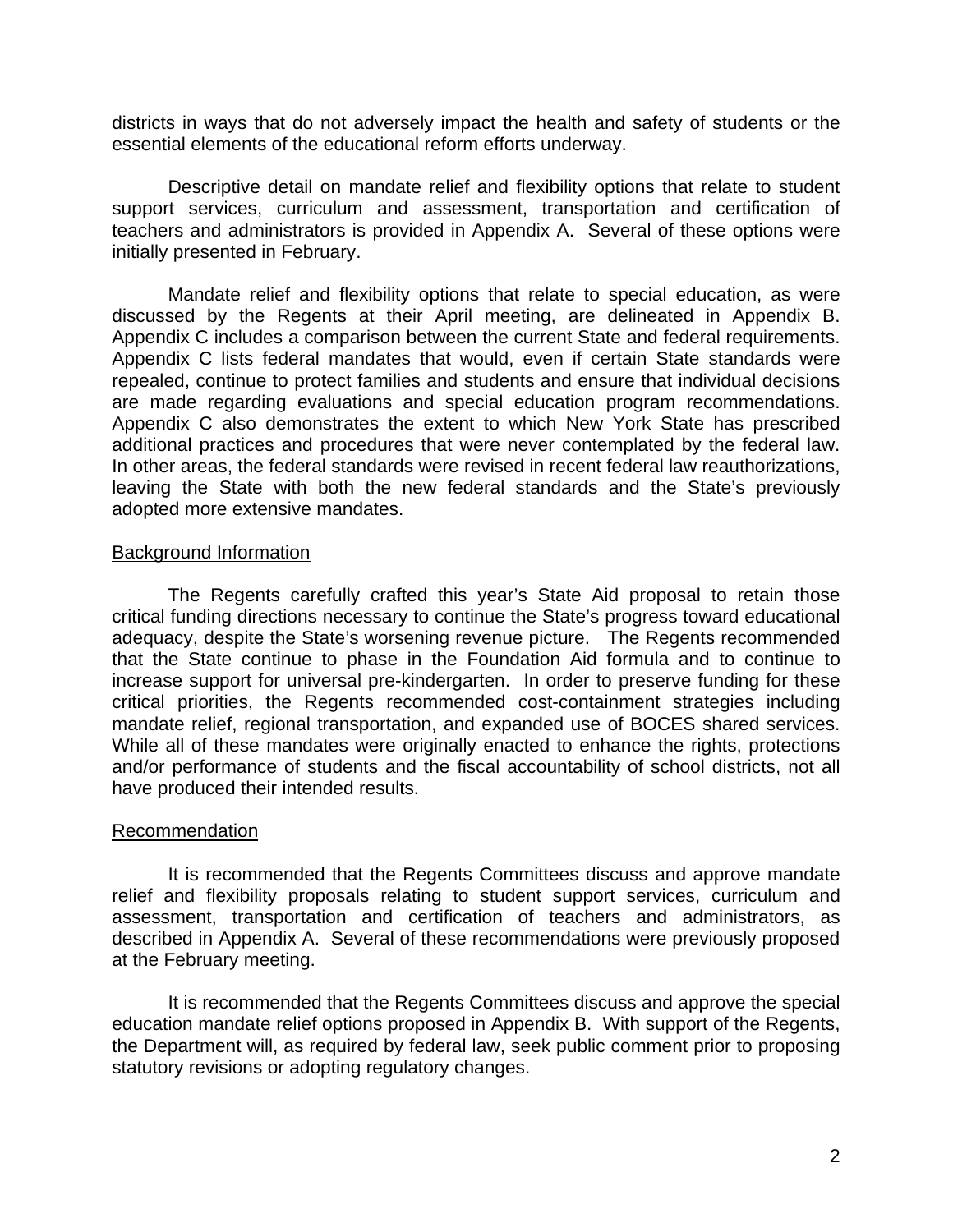districts in ways that do not adversely impact the health and safety of students or the essential elements of the educational reform efforts underway.

Descriptive detail on mandate relief and flexibility options that relate to student support services, curriculum and assessment, transportation and certification of teachers and administrators is provided in Appendix A. Several of these options were initially presented in February.

Mandate relief and flexibility options that relate to special education, as were discussed by the Regents at their April meeting, are delineated in Appendix B. Appendix C includes a comparison between the current State and federal requirements. Appendix C lists federal mandates that would, even if certain State standards were repealed, continue to protect families and students and ensure that individual decisions are made regarding evaluations and special education program recommendations. Appendix C also demonstrates the extent to which New York State has prescribed additional practices and procedures that were never contemplated by the federal law. In other areas, the federal standards were revised in recent federal law reauthorizations, leaving the State with both the new federal standards and the State's previously adopted more extensive mandates.

## Background Information

The Regents carefully crafted this year's State Aid proposal to retain those critical funding directions necessary to continue the State's progress toward educational adequacy, despite the State's worsening revenue picture. The Regents recommended that the State continue to phase in the Foundation Aid formula and to continue to increase support for universal pre-kindergarten. In order to preserve funding for these critical priorities, the Regents recommended cost-containment strategies including mandate relief, regional transportation, and expanded use of BOCES shared services. While all of these mandates were originally enacted to enhance the rights, protections and/or performance of students and the fiscal accountability of school districts, not all have produced their intended results.

## Recommendation

It is recommended that the Regents Committees discuss and approve mandate relief and flexibility proposals relating to student support services, curriculum and assessment, transportation and certification of teachers and administrators, as described in Appendix A. Several of these recommendations were previously proposed at the February meeting.

It is recommended that the Regents Committees discuss and approve the special education mandate relief options proposed in Appendix B. With support of the Regents, the Department will, as required by federal law, seek public comment prior to proposing statutory revisions or adopting regulatory changes.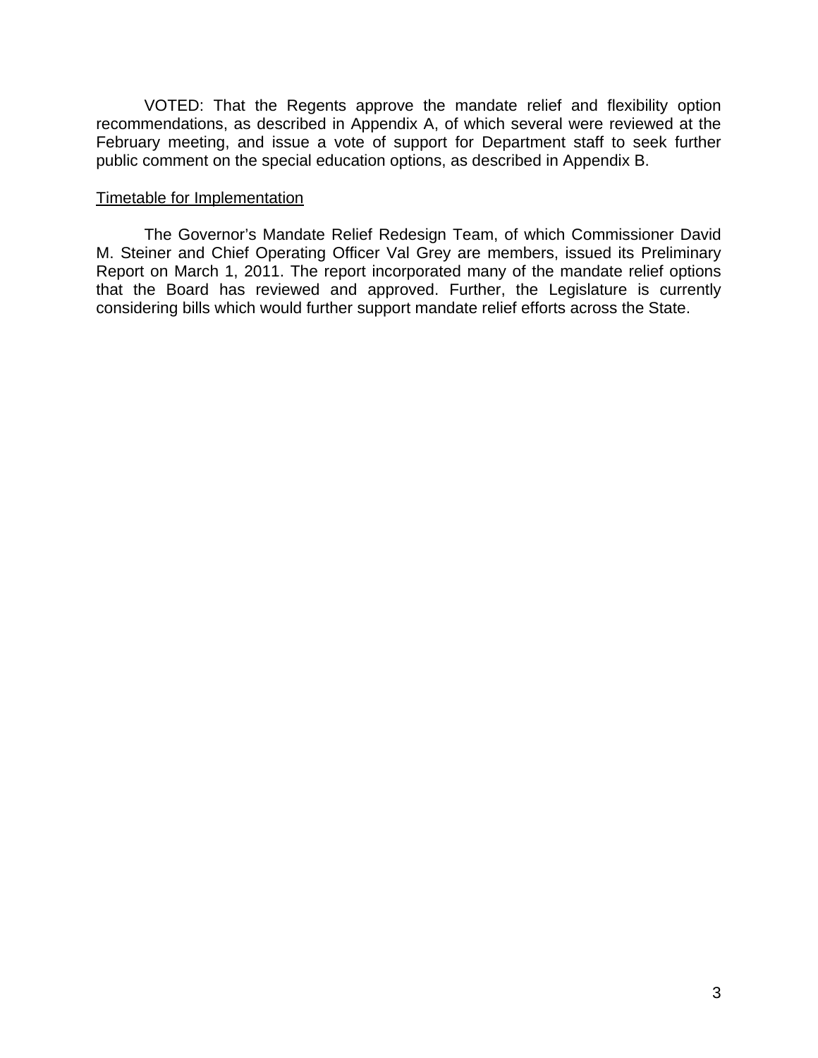VOTED: That the Regents approve the mandate relief and flexibility option recommendations, as described in Appendix A, of which several were reviewed at the February meeting, and issue a vote of support for Department staff to seek further public comment on the special education options, as described in Appendix B.

<u>Timetable for Implementation</u>

The Governor's Mandate Relief Redesign Team, of which Commissioner David M. Steiner and Chief Operating Officer Val Grey are members, issued its Preliminary Report on March 1, 2011. The report incorporated many of the mandate relief options that the Board has reviewed and approved. Further, the Legislature is currently considering bills which would further support mandate relief efforts across the State.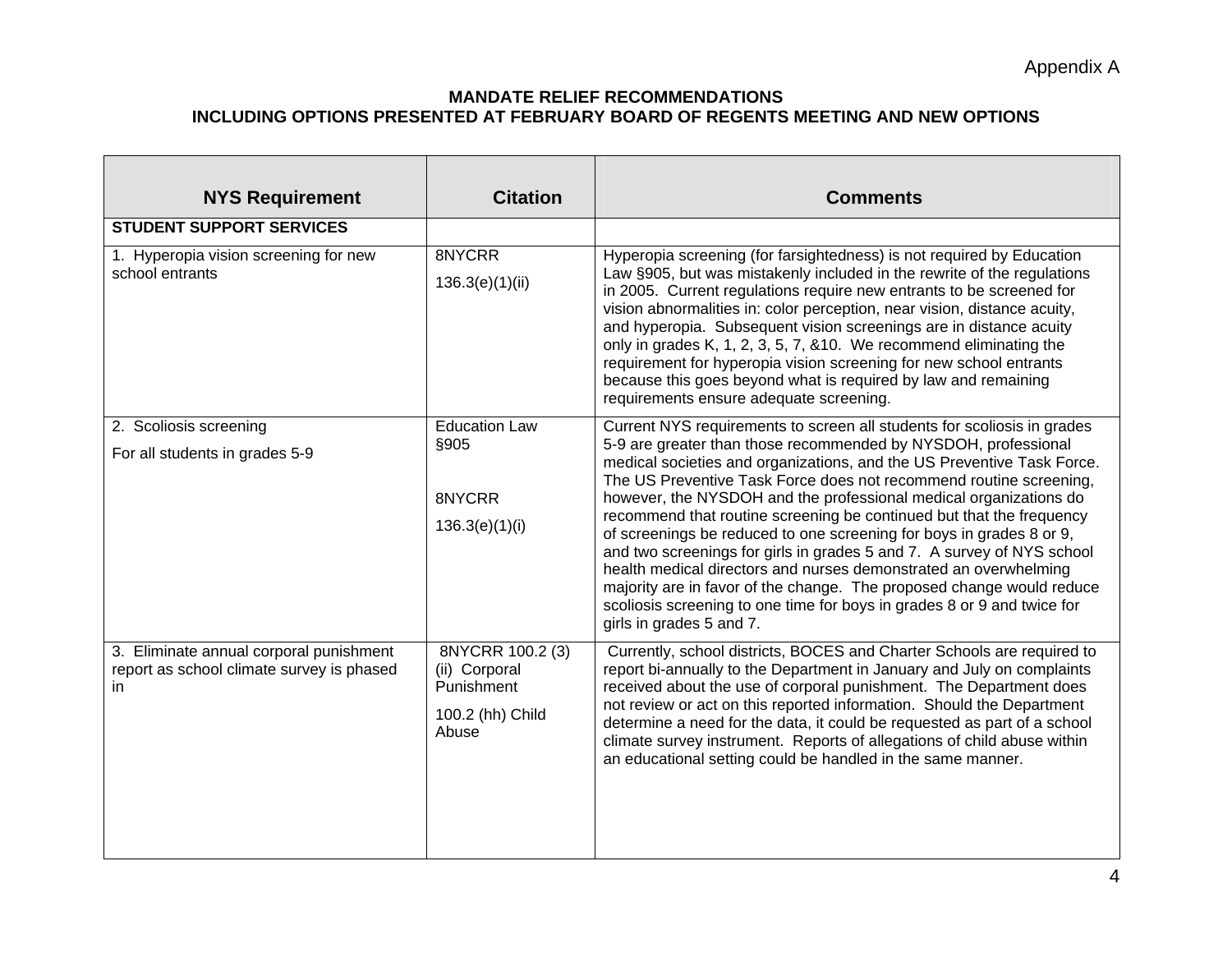Appendix A

**MANDATE RELIEF RECOMMENDATIONS**
**INCLUDING OPTIONS PRESENTED AT FEBRUARY BOARD OF REGENTS MEETING AND NEW OPTIONS**

| NYS Requirement | Citation | Comments |
|---|---|---|
| **STUDENT SUPPORT SERVICES** | | |
| 1. Hyperopia vision screening for new school entrants | 8NYCRR 136.3(e)(1)(ii) | Hyperopia screening (for farsightedness) is not required by Education Law §905, but was mistakenly included in the rewrite of the regulations in 2005. Current regulations require new entrants to be screened for vision abnormalities in: color perception, near vision, distance acuity, and hyperopia. Subsequent vision screenings are in distance acuity only in grades K, 1, 2, 3, 5, 7, &10. We recommend eliminating the requirement for hyperopia vision screening for new school entrants because this goes beyond what is required by law and remaining requirements ensure adequate screening. |
| 2. Scoliosis screening<br>For all students in grades 5-9 | Education Law §905<br>8NYCRR 136.3(e)(1)(i) | Current NYS requirements to screen all students for scoliosis in grades 5-9 are greater than those recommended by NYSDOH, professional medical societies and organizations, and the US Preventive Task Force. The US Preventive Task Force does not recommend routine screening, however, the NYSDOH and the professional medical organizations do recommend that routine screening be continued but that the frequency of screenings be reduced to one screening for boys in grades 8 or 9, and two screenings for girls in grades 5 and 7. A survey of NYS school health medical directors and nurses demonstrated an overwhelming majority are in favor of the change. The proposed change would reduce scoliosis screening to one time for boys in grades 8 or 9 and twice for girls in grades 5 and 7. |
| 3. Eliminate annual corporal punishment report as school climate survey is phased in | 8NYCRR 100.2 (3) (ii) Corporal Punishment<br>100.2 (hh) Child Abuse | Currently, school districts, BOCES and Charter Schools are required to report bi-annually to the Department in January and July on complaints received about the use of corporal punishment. The Department does not review or act on this reported information. Should the Department determine a need for the data, it could be requested as part of a school climate survey instrument. Reports of allegations of child abuse within an educational setting could be handled in the same manner. |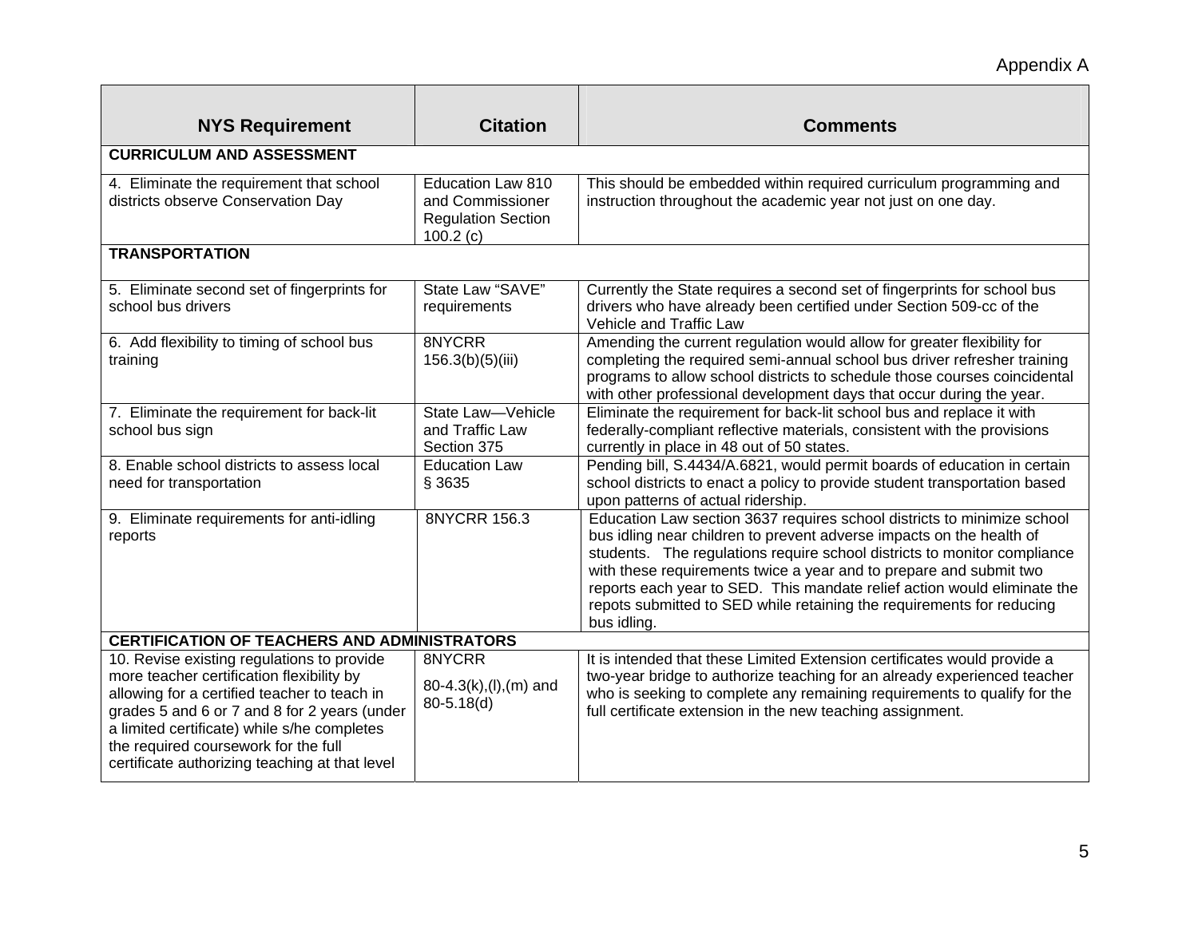Appendix A

| NYS Requirement | Citation | Comments |
|---|---|---|
| **CURRICULUM AND ASSESSMENT** | | |
| 4. Eliminate the requirement that school districts observe Conservation Day | Education Law 810 and Commissioner Regulation Section 100.2 (c) | This should be embedded within required curriculum programming and instruction throughout the academic year not just on one day. |
| **TRANSPORTATION** | | |
| 5. Eliminate second set of fingerprints for school bus drivers | State Law "SAVE" requirements | Currently the State requires a second set of fingerprints for school bus drivers who have already been certified under Section 509-cc of the Vehicle and Traffic Law |
| 6. Add flexibility to timing of school bus training | 8NYCRR 156.3(b)(5)(iii) | Amending the current regulation would allow for greater flexibility for completing the required semi-annual school bus driver refresher training programs to allow school districts to schedule those courses coincidental with other professional development days that occur during the year. |
| 7. Eliminate the requirement for back-lit school bus sign | State Law—Vehicle and Traffic Law Section 375 | Eliminate the requirement for back-lit school bus and replace it with federally-compliant reflective materials, consistent with the provisions currently in place in 48 out of 50 states. |
| 8. Enable school districts to assess local need for transportation | Education Law § 3635 | Pending bill, S.4434/A.6821, would permit boards of education in certain school districts to enact a policy to provide student transportation based upon patterns of actual ridership. |
| 9. Eliminate requirements for anti-idling reports | 8NYCRR 156.3 | Education Law section 3637 requires school districts to minimize school bus idling near children to prevent adverse impacts on the health of students. The regulations require school districts to monitor compliance with these requirements twice a year and to prepare and submit two reports each year to SED. This mandate relief action would eliminate the repots submitted to SED while retaining the requirements for reducing bus idling. |
| **CERTIFICATION OF TEACHERS AND ADMINISTRATORS** | | |
| 10. Revise existing regulations to provide more teacher certification flexibility by allowing for a certified teacher to teach in grades 5 and 6 or 7 and 8 for 2 years (under a limited certificate) while s/he completes the required coursework for the full certificate authorizing teaching at that level | 8NYCRR 80-4.3(k),(l),(m) and 80-5.18(d) | It is intended that these Limited Extension certificates would provide a two-year bridge to authorize teaching for an already experienced teacher who is seeking to complete any remaining requirements to qualify for the full certificate extension in the new teaching assignment. |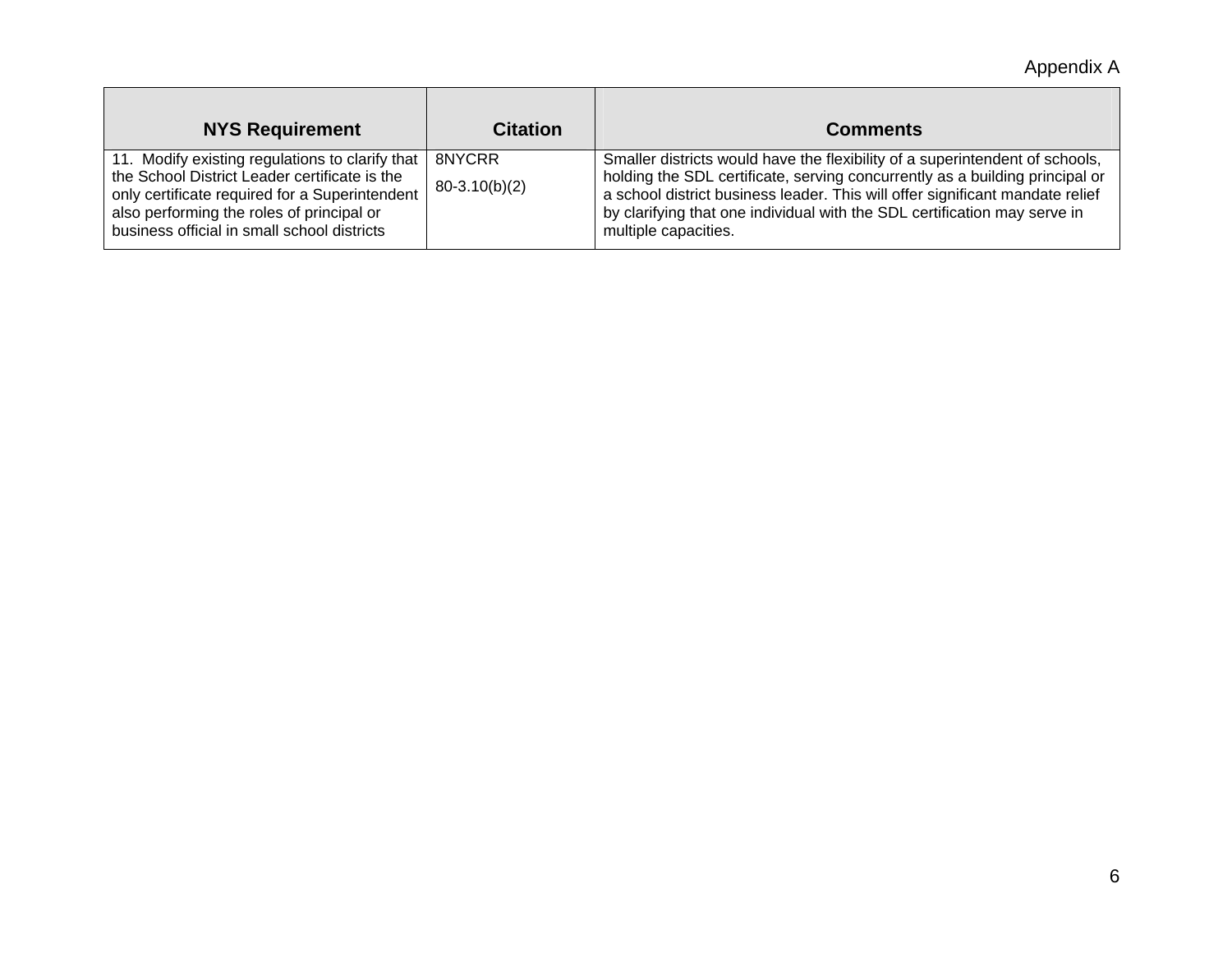Appendix A

| NYS Requirement | Citation | Comments |
|---|---|---|
| 11. Modify existing regulations to clarify that the School District Leader certificate is the only certificate required for a Superintendent also performing the roles of principal or business official in small school districts | 8NYCRR 80-3.10(b)(2) | Smaller districts would have the flexibility of a superintendent of schools, holding the SDL certificate, serving concurrently as a building principal or a school district business leader. This will offer significant mandate relief by clarifying that one individual with the SDL certification may serve in multiple capacities. |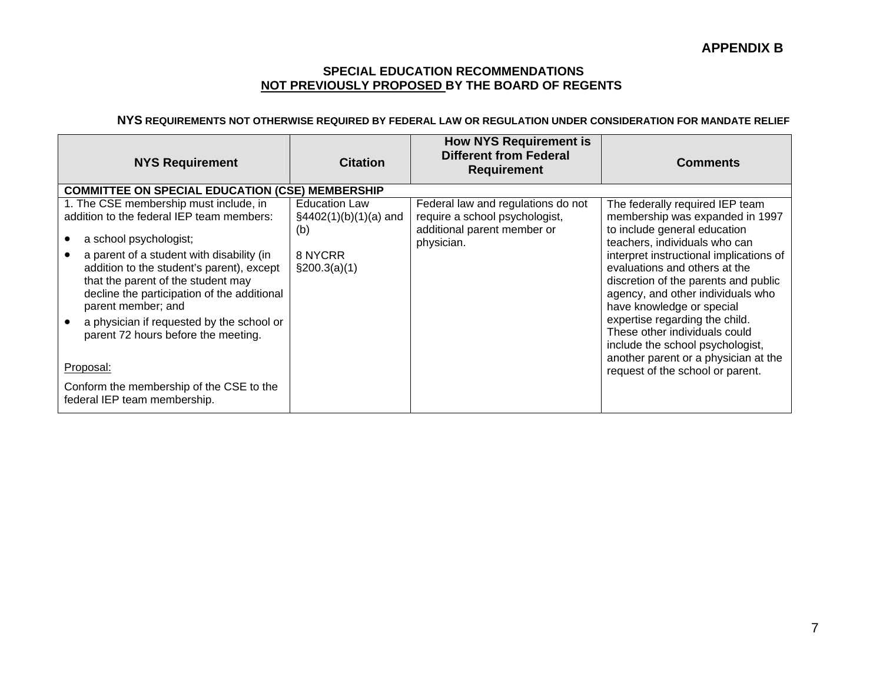**APPENDIX B**

## SPECIAL EDUCATION RECOMMENDATIONS NOT PREVIOUSLY PROPOSED BY THE BOARD OF REGENTS

### NYS REQUIREMENTS NOT OTHERWISE REQUIRED BY FEDERAL LAW OR REGULATION UNDER CONSIDERATION FOR MANDATE RELIEF

| NYS Requirement | Citation | How NYS Requirement is Different from Federal Requirement | Comments |
|---|---|---|---|
| **COMMITTEE ON SPECIAL EDUCATION (CSE) MEMBERSHIP** | | | |
| 1. The CSE membership must include, in addition to the federal IEP team members:<br>• a school psychologist;<br>• a parent of a student with disability (in addition to the student's parent), except that the parent of the student may decline the participation of the additional parent member; and<br>• a physician if requested by the school or parent 72 hours before the meeting.<br><br>Proposal:<br>Conform the membership of the CSE to the federal IEP team membership. | Education Law §4402(1)(b)(1)(a) and (b)<br><br>8 NYCRR §200.3(a)(1) | Federal law and regulations do not require a school psychologist, additional parent member or physician. | The federally required IEP team membership was expanded in 1997 to include general education teachers, individuals who can interpret instructional implications of evaluations and others at the discretion of the parents and public agency, and other individuals who have knowledge or special expertise regarding the child. These other individuals could include the school psychologist, another parent or a physician at the request of the school or parent. |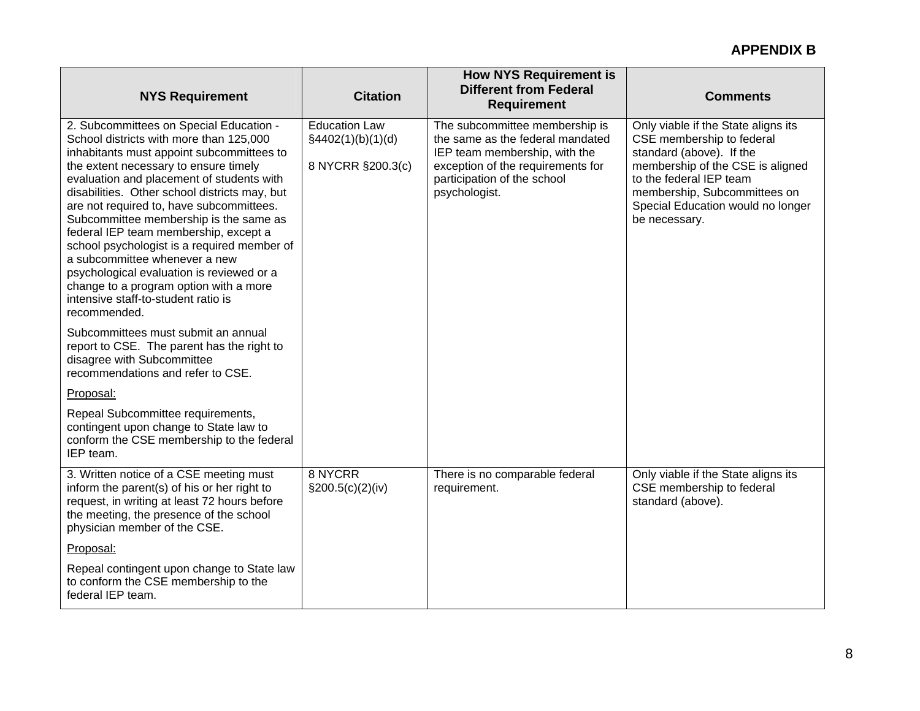## APPENDIX B

| NYS Requirement | Citation | How NYS Requirement is Different from Federal Requirement | Comments |
|---|---|---|---|
| 2. Subcommittees on Special Education - School districts with more than 125,000 inhabitants must appoint subcommittees to the extent necessary to ensure timely evaluation and placement of students with disabilities. Other school districts may, but are not required to, have subcommittees. Subcommittee membership is the same as federal IEP team membership, except a school psychologist is a required member of a subcommittee whenever a new psychological evaluation is reviewed or a change to a program option with a more intensive staff-to-student ratio is recommended.<br><br>Subcommittees must submit an annual report to CSE. The parent has the right to disagree with Subcommittee recommendations and refer to CSE.<br><br><u>Proposal:</u><br><br>Repeal Subcommittee requirements, contingent upon change to State law to conform the CSE membership to the federal IEP team. | Education Law §4402(1)(b)(1)(d)<br><br>8 NYCRR §200.3(c) | The subcommittee membership is the same as the federal mandated IEP team membership, with the exception of the requirements for participation of the school psychologist. | Only viable if the State aligns its CSE membership to federal standard (above). If the membership of the CSE is aligned to the federal IEP team membership, Subcommittees on Special Education would no longer be necessary. |
| 3. Written notice of a CSE meeting must inform the parent(s) of his or her right to request, in writing at least 72 hours before the meeting, the presence of the school physician member of the CSE.<br><br><u>Proposal:</u><br><br>Repeal contingent upon change to State law to conform the CSE membership to the federal IEP team. | 8 NYCRR §200.5(c)(2)(iv) | There is no comparable federal requirement. | Only viable if the State aligns its CSE membership to federal standard (above). |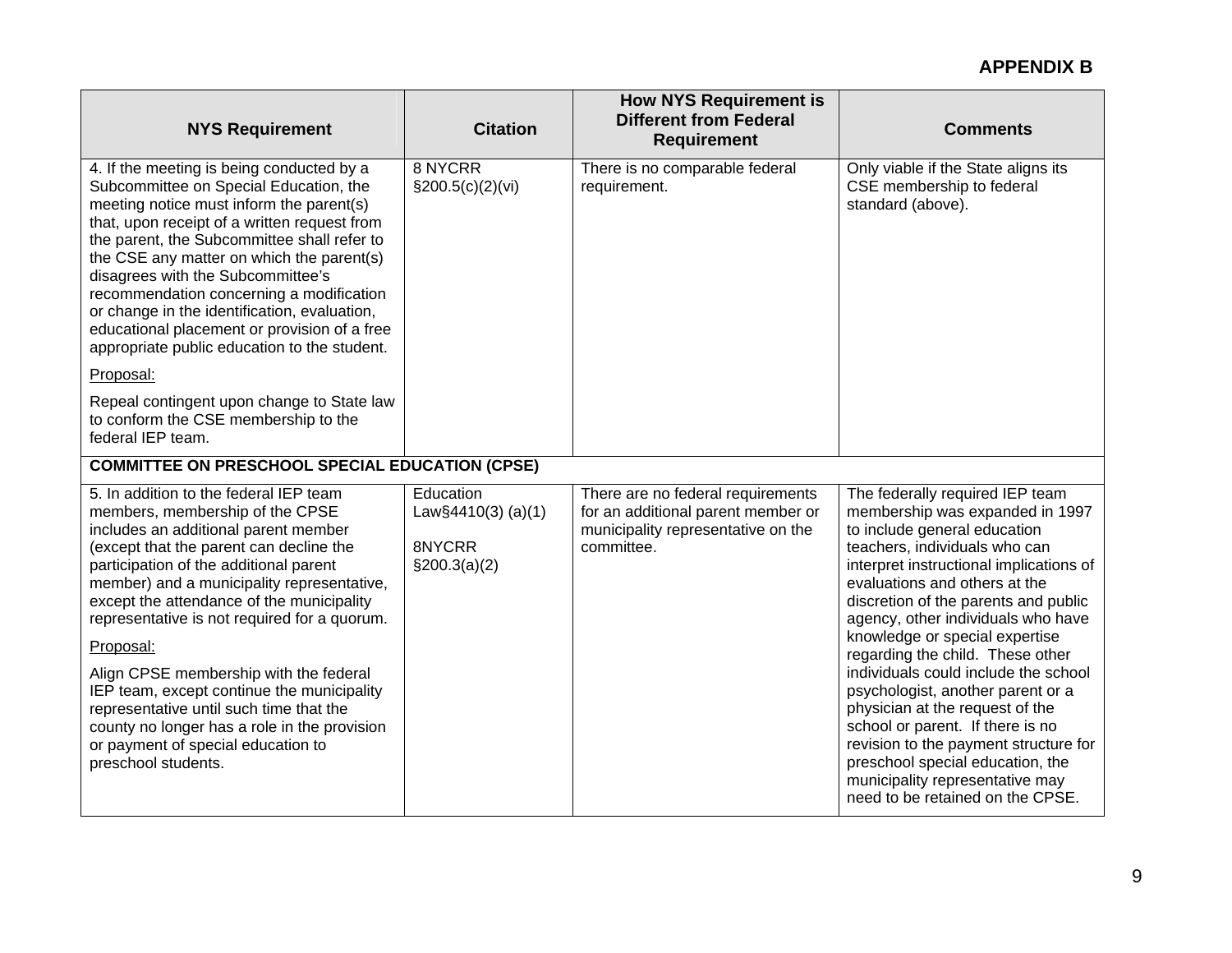**APPENDIX B**

| NYS Requirement | Citation | How NYS Requirement is Different from Federal Requirement | Comments |
|---|---|---|---|
| 4. If the meeting is being conducted by a Subcommittee on Special Education, the meeting notice must inform the parent(s) that, upon receipt of a written request from the parent, the Subcommittee shall refer to the CSE any matter on which the parent(s) disagrees with the Subcommittee's recommendation concerning a modification or change in the identification, evaluation, educational placement or provision of a free appropriate public education to the student.<br><br>Proposal:<br><br>Repeal contingent upon change to State law to conform the CSE membership to the federal IEP team. | 8 NYCRR §200.5(c)(2)(vi) | There is no comparable federal requirement. | Only viable if the State aligns its CSE membership to federal standard (above). |
| **COMMITTEE ON PRESCHOOL SPECIAL EDUCATION (CPSE)** | | | |
| 5. In addition to the federal IEP team members, membership of the CPSE includes an additional parent member (except that the parent can decline the participation of the additional parent member) and a municipality representative, except the attendance of the municipality representative is not required for a quorum.<br><br>Proposal:<br><br>Align CPSE membership with the federal IEP team, except continue the municipality representative until such time that the county no longer has a role in the provision or payment of special education to preschool students. | Education Law§4410(3) (a)(1)<br><br>8NYCRR §200.3(a)(2) | There are no federal requirements for an additional parent member or municipality representative on the committee. | The federally required IEP team membership was expanded in 1997 to include general education teachers, individuals who can interpret instructional implications of evaluations and others at the discretion of the parents and public agency, other individuals who have knowledge or special expertise regarding the child. These other individuals could include the school psychologist, another parent or a physician at the request of the school or parent. If there is no revision to the payment structure for preschool special education, the municipality representative may need to be retained on the CPSE. |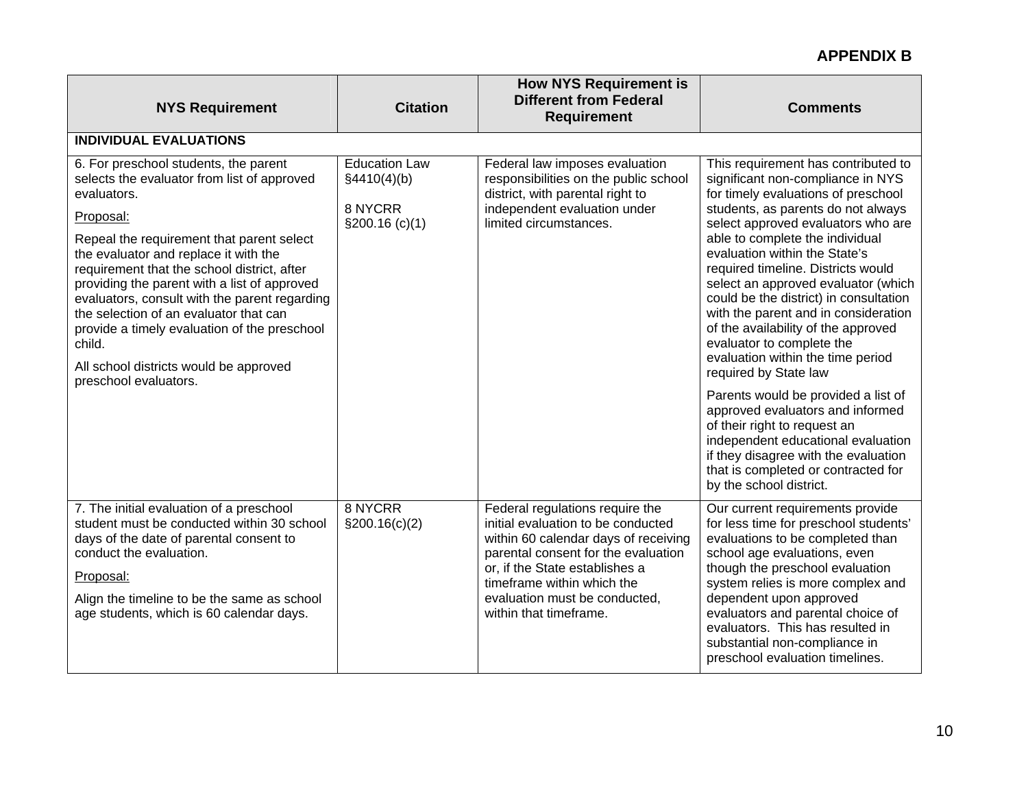**APPENDIX B**

| NYS Requirement | Citation | How NYS Requirement is Different from Federal Requirement | Comments |
|---|---|---|---|
| **INDIVIDUAL EVALUATIONS** | | | |
| 6. For preschool students, the parent selects the evaluator from list of approved evaluators.<br><br><u>Proposal:</u><br><br>Repeal the requirement that parent select the evaluator and replace it with the requirement that the school district, after providing the parent with a list of approved evaluators, consult with the parent regarding the selection of an evaluator that can provide a timely evaluation of the preschool child.<br><br>All school districts would be approved preschool evaluators. | Education Law §4410(4)(b)<br><br>8 NYCRR §200.16 (c)(1) | Federal law imposes evaluation responsibilities on the public school district, with parental right to independent evaluation under limited circumstances. | This requirement has contributed to significant non-compliance in NYS for timely evaluations of preschool students, as parents do not always select approved evaluators who are able to complete the individual evaluation within the State's required timeline. Districts would select an approved evaluator (which could be the district) in consultation with the parent and in consideration of the availability of the approved evaluator to complete the evaluation within the time period required by State law<br><br>Parents would be provided a list of approved evaluators and informed of their right to request an independent educational evaluation if they disagree with the evaluation that is completed or contracted for by the school district. |
| 7. The initial evaluation of a preschool student must be conducted within 30 school days of the date of parental consent to conduct the evaluation.<br><br><u>Proposal:</u><br><br>Align the timeline to be the same as school age students, which is 60 calendar days. | 8 NYCRR §200.16(c)(2) | Federal regulations require the initial evaluation to be conducted within 60 calendar days of receiving parental consent for the evaluation or, if the State establishes a timeframe within which the evaluation must be conducted, within that timeframe. | Our current requirements provide for less time for preschool students' evaluations to be completed than school age evaluations, even though the preschool evaluation system relies is more complex and dependent upon approved evaluators and parental choice of evaluators. This has resulted in substantial non-compliance in preschool evaluation timelines. |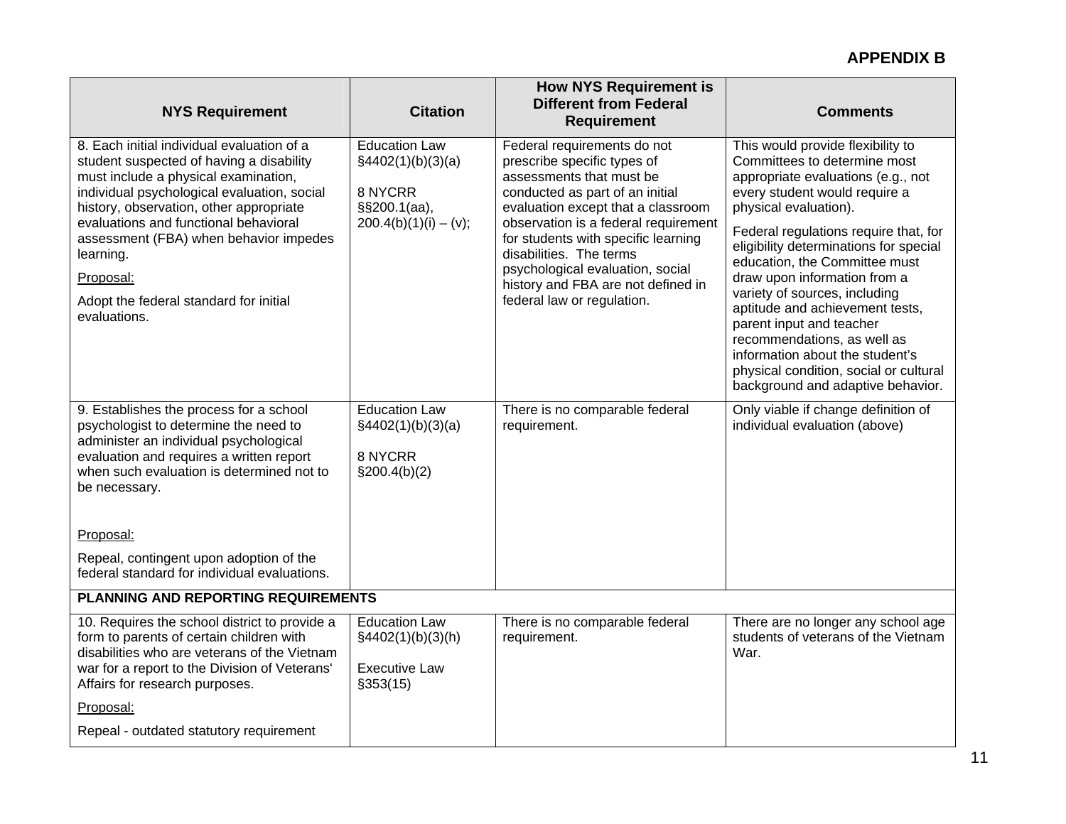**APPENDIX B**

| NYS Requirement | Citation | How NYS Requirement is Different from Federal Requirement | Comments |
|---|---|---|---|
| 8. Each initial individual evaluation of a student suspected of having a disability must include a physical examination, individual psychological evaluation, social history, observation, other appropriate evaluations and functional behavioral assessment (FBA) when behavior impedes learning.<br><br><u>Proposal:</u><br><br>Adopt the federal standard for initial evaluations. | Education Law §4402(1)(b)(3)(a)<br><br>8 NYCRR §§200.1(aa), 200.4(b)(1)(i) – (v); | Federal requirements do not prescribe specific types of assessments that must be conducted as part of an initial evaluation except that a classroom observation is a federal requirement for students with specific learning disabilities. The terms psychological evaluation, social history and FBA are not defined in federal law or regulation. | This would provide flexibility to Committees to determine most appropriate evaluations (e.g., not every student would require a physical evaluation).<br><br>Federal regulations require that, for eligibility determinations for special education, the Committee must draw upon information from a variety of sources, including aptitude and achievement tests, parent input and teacher recommendations, as well as information about the student's physical condition, social or cultural background and adaptive behavior. |
| 9. Establishes the process for a school psychologist to determine the need to administer an individual psychological evaluation and requires a written report when such evaluation is determined not to be necessary.<br><br><u>Proposal:</u><br><br>Repeal, contingent upon adoption of the federal standard for individual evaluations. | Education Law §4402(1)(b)(3)(a)<br><br>8 NYCRR §200.4(b)(2) | There is no comparable federal requirement. | Only viable if change definition of individual evaluation (above) |
| **PLANNING AND REPORTING REQUIREMENTS** | | | |
| 10. Requires the school district to provide a form to parents of certain children with disabilities who are veterans of the Vietnam war for a report to the Division of Veterans' Affairs for research purposes.<br><br><u>Proposal:</u><br><br>Repeal - outdated statutory requirement | Education Law §4402(1)(b)(3)(h)<br><br>Executive Law §353(15) | There is no comparable federal requirement. | There are no longer any school age students of veterans of the Vietnam War. |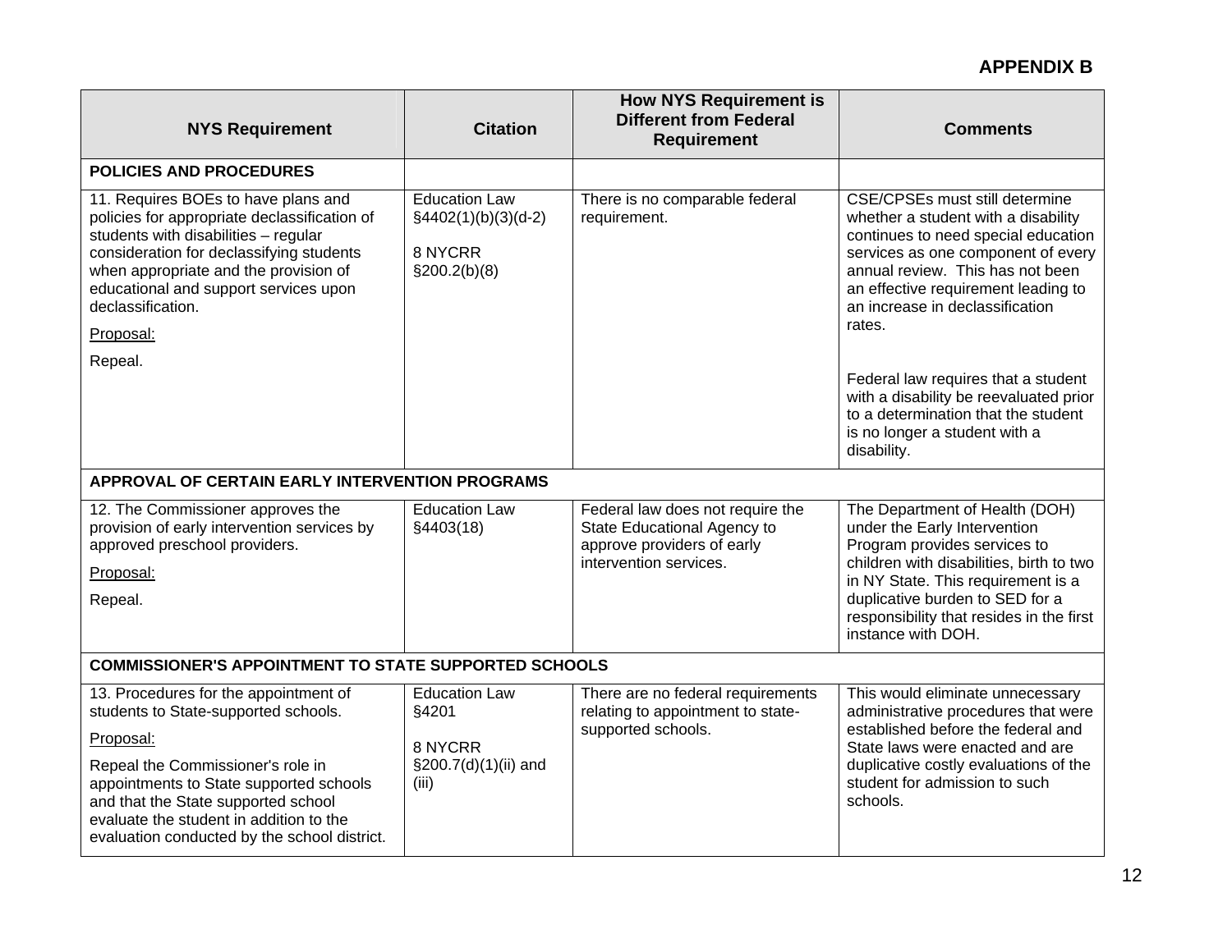**APPENDIX B**

| NYS Requirement | Citation | How NYS Requirement is Different from Federal Requirement | Comments |
|---|---|---|---|
| **POLICIES AND PROCEDURES** | | | |
| 11. Requires BOEs to have plans and policies for appropriate declassification of students with disabilities – regular consideration for declassifying students when appropriate and the provision of educational and support services upon declassification.<br><br><u>Proposal:</u><br><br>Repeal. | Education Law §4402(1)(b)(3)(d-2)<br><br>8 NYCRR §200.2(b)(8) | There is no comparable federal requirement. | CSE/CPSEs must still determine whether a student with a disability continues to need special education services as one component of every annual review. This has not been an effective requirement leading to an increase in declassification rates.<br><br>Federal law requires that a student with a disability be reevaluated prior to a determination that the student is no longer a student with a disability. |
| **APPROVAL OF CERTAIN EARLY INTERVENTION PROGRAMS** | | | |
| 12. The Commissioner approves the provision of early intervention services by approved preschool providers.<br><br><u>Proposal:</u><br><br>Repeal. | Education Law §4403(18) | Federal law does not require the State Educational Agency to approve providers of early intervention services. | The Department of Health (DOH) under the Early Intervention Program provides services to children with disabilities, birth to two in NY State. This requirement is a duplicative burden to SED for a responsibility that resides in the first instance with DOH. |
| **COMMISSIONER'S APPOINTMENT TO STATE SUPPORTED SCHOOLS** | | | |
| 13. Procedures for the appointment of students to State-supported schools.<br><br><u>Proposal:</u><br><br>Repeal the Commissioner's role in appointments to State supported schools and that the State supported school evaluate the student in addition to the evaluation conducted by the school district. | Education Law §4201<br><br>8 NYCRR §200.7(d)(1)(ii) and (iii) | There are no federal requirements relating to appointment to state-supported schools. | This would eliminate unnecessary administrative procedures that were established before the federal and State laws were enacted and are duplicative costly evaluations of the student for admission to such schools. |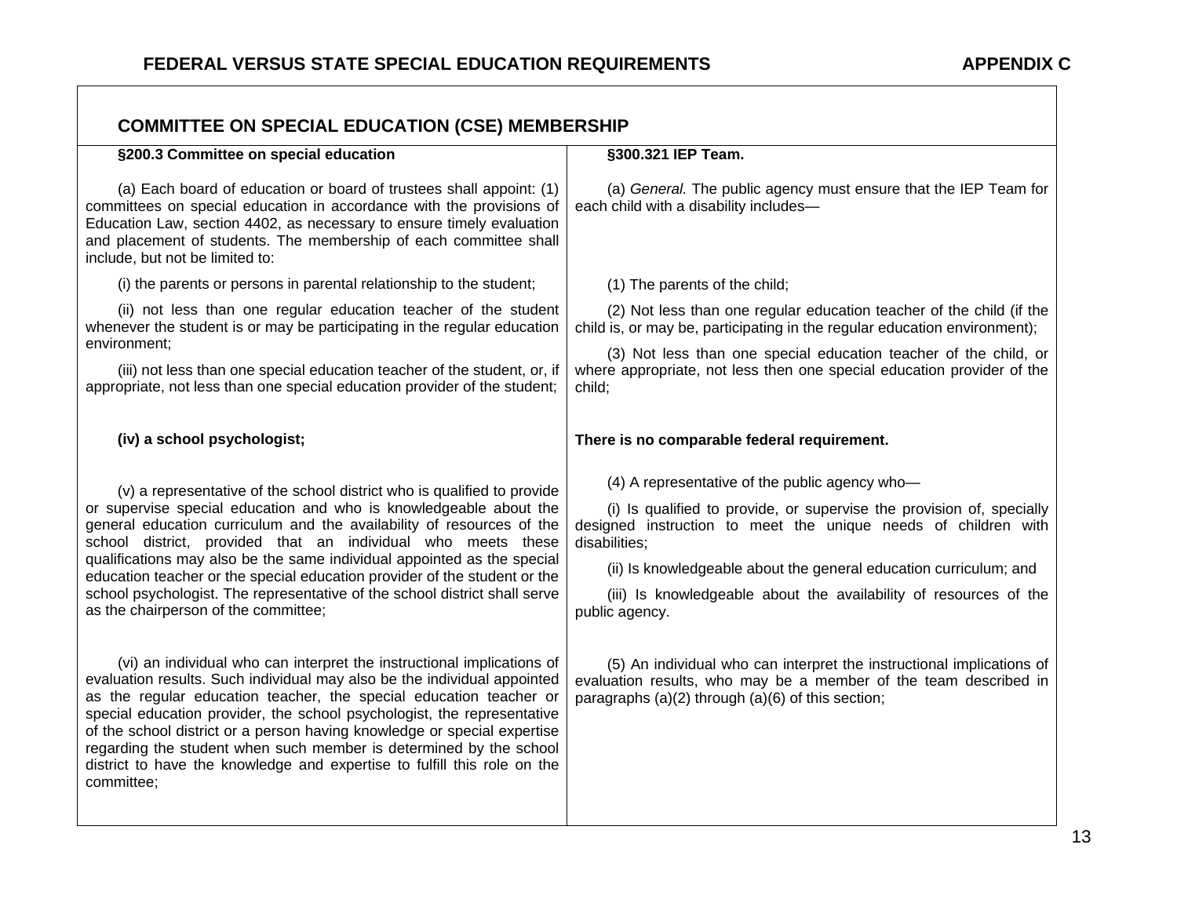## COMMITTEE ON SPECIAL EDUCATION (CSE) MEMBERSHIP

| §200.3 Committee on special education | §300.321 IEP Team. |
|---|---|
| (a) Each board of education or board of trustees shall appoint: (1) committees on special education in accordance with the provisions of Education Law, section 4402, as necessary to ensure timely evaluation and placement of students. The membership of each committee shall include, but not be limited to: | (a) *General.* The public agency must ensure that the IEP Team for each child with a disability includes— |
| (i) the parents or persons in parental relationship to the student; | (1) The parents of the child; |
| (ii) not less than one regular education teacher of the student whenever the student is or may be participating in the regular education environment; | (2) Not less than one regular education teacher of the child (if the child is, or may be, participating in the regular education environment); |
| (iii) not less than one special education teacher of the student, or, if appropriate, not less than one special education provider of the student; | (3) Not less than one special education teacher of the child, or where appropriate, not less then one special education provider of the child; |
| **(iv) a school psychologist;** | **There is no comparable federal requirement.** |
| (v) a representative of the school district who is qualified to provide or supervise special education and who is knowledgeable about the general education curriculum and the availability of resources of the school district, provided that an individual who meets these qualifications may also be the same individual appointed as the special education teacher or the special education provider of the student or the school psychologist. The representative of the school district shall serve as the chairperson of the committee; | (4) A representative of the public agency who—<br>(i) Is qualified to provide, or supervise the provision of, specially designed instruction to meet the unique needs of children with disabilities;<br>(ii) Is knowledgeable about the general education curriculum; and<br>(iii) Is knowledgeable about the availability of resources of the public agency. |
| (vi) an individual who can interpret the instructional implications of evaluation results. Such individual may also be the individual appointed as the regular education teacher, the special education teacher or special education provider, the school psychologist, the representative of the school district or a person having knowledge or special expertise regarding the student when such member is determined by the school district to have the knowledge and expertise to fulfill this role on the committee; | (5) An individual who can interpret the instructional implications of evaluation results, who may be a member of the team described in paragraphs (a)(2) through (a)(6) of this section; |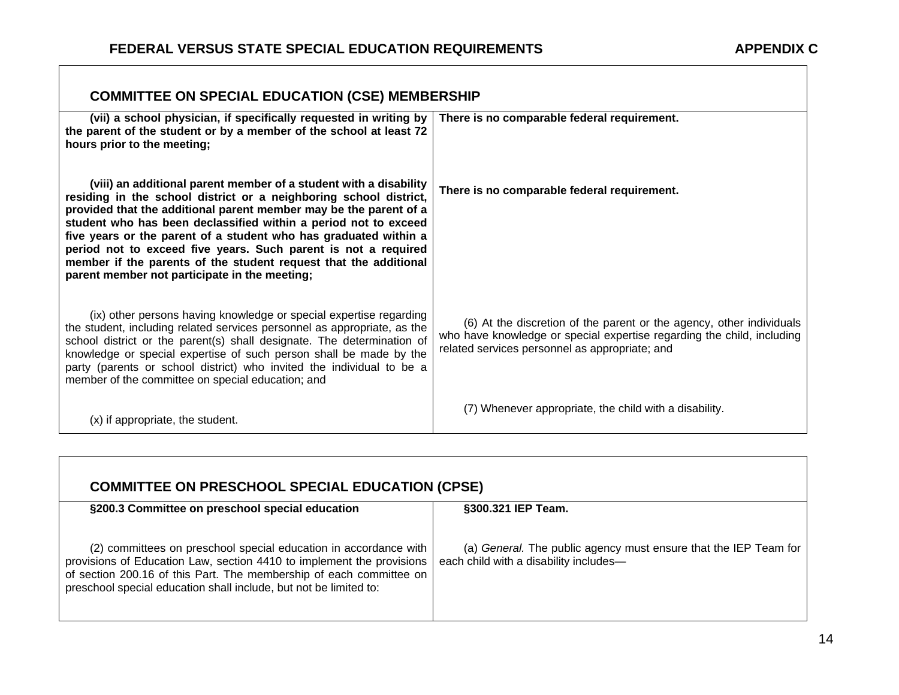| COMMITTEE ON SPECIAL EDUCATION (CSE) MEMBERSHIP | |
|---|---|
| **(vii) a school physician, if specifically requested in writing by the parent of the student or by a member of the school at least 72 hours prior to the meeting;** | **There is no comparable federal requirement.** |
| **(viii) an additional parent member of a student with a disability residing in the school district or a neighboring school district, provided that the additional parent member may be the parent of a student who has been declassified within a period not to exceed five years or the parent of a student who has graduated within a period not to exceed five years. Such parent is not a required member if the parents of the student request that the additional parent member not participate in the meeting;** | **There is no comparable federal requirement.** |
| (ix) other persons having knowledge or special expertise regarding the student, including related services personnel as appropriate, as the school district or the parent(s) shall designate. The determination of knowledge or special expertise of such person shall be made by the party (parents or school district) who invited the individual to be a member of the committee on special education; and | (6) At the discretion of the parent or the agency, other individuals who have knowledge or special expertise regarding the child, including related services personnel as appropriate; and |
| (x) if appropriate, the student. | (7) Whenever appropriate, the child with a disability. |

| COMMITTEE ON PRESCHOOL SPECIAL EDUCATION (CPSE) | |
|---|---|
| **§200.3 Committee on preschool special education** | **§300.321 IEP Team.** |
| (2) committees on preschool special education in accordance with provisions of Education Law, section 4410 to implement the provisions of section 200.16 of this Part. The membership of each committee on preschool special education shall include, but not be limited to: | (a) *General.* The public agency must ensure that the IEP Team for each child with a disability includes— |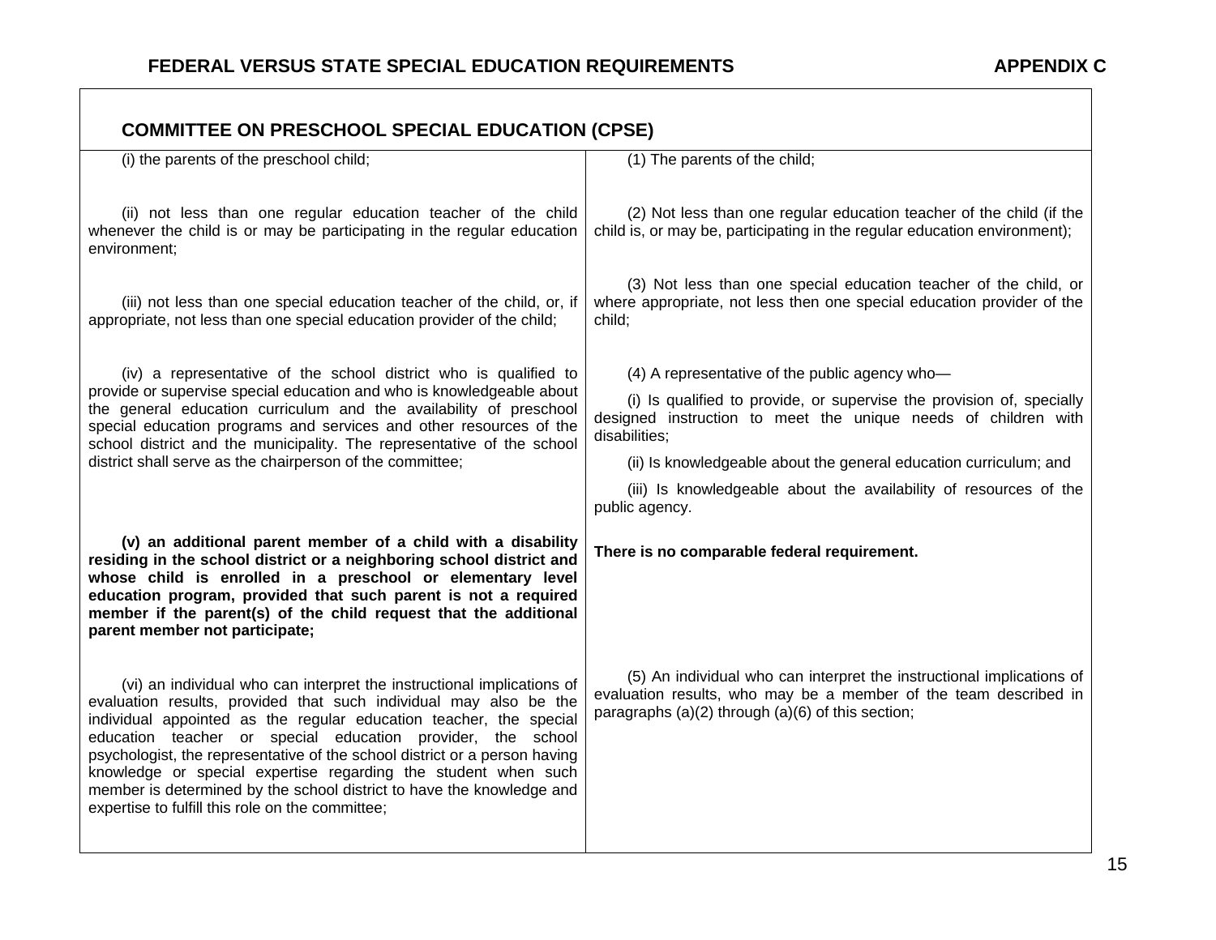## COMMITTEE ON PRESCHOOL SPECIAL EDUCATION (CPSE)

| State | Federal |
|---|---|
| (i) the parents of the preschool child; | (1) The parents of the child; |
| (ii) not less than one regular education teacher of the child whenever the child is or may be participating in the regular education environment; | (2) Not less than one regular education teacher of the child (if the child is, or may be, participating in the regular education environment); |
| (iii) not less than one special education teacher of the child, or, if appropriate, not less than one special education provider of the child; | (3) Not less than one special education teacher of the child, or where appropriate, not less then one special education provider of the child; |
| (iv) a representative of the school district who is qualified to provide or supervise special education and who is knowledgeable about the general education curriculum and the availability of preschool special education programs and services and other resources of the school district and the municipality. The representative of the school district shall serve as the chairperson of the committee; | (4) A representative of the public agency who— (i) Is qualified to provide, or supervise the provision of, specially designed instruction to meet the unique needs of children with disabilities; (ii) Is knowledgeable about the general education curriculum; and (iii) Is knowledgeable about the availability of resources of the public agency. |
| **(v) an additional parent member of a child with a disability residing in the school district or a neighboring school district and whose child is enrolled in a preschool or elementary level education program, provided that such parent is not a required member if the parent(s) of the child request that the additional parent member not participate;** | **There is no comparable federal requirement.** |
| (vi) an individual who can interpret the instructional implications of evaluation results, provided that such individual may also be the individual appointed as the regular education teacher, the special education teacher or special education provider, the school psychologist, the representative of the school district or a person having knowledge or special expertise regarding the student when such member is determined by the school district to have the knowledge and expertise to fulfill this role on the committee; | (5) An individual who can interpret the instructional implications of evaluation results, who may be a member of the team described in paragraphs (a)(2) through (a)(6) of this section; |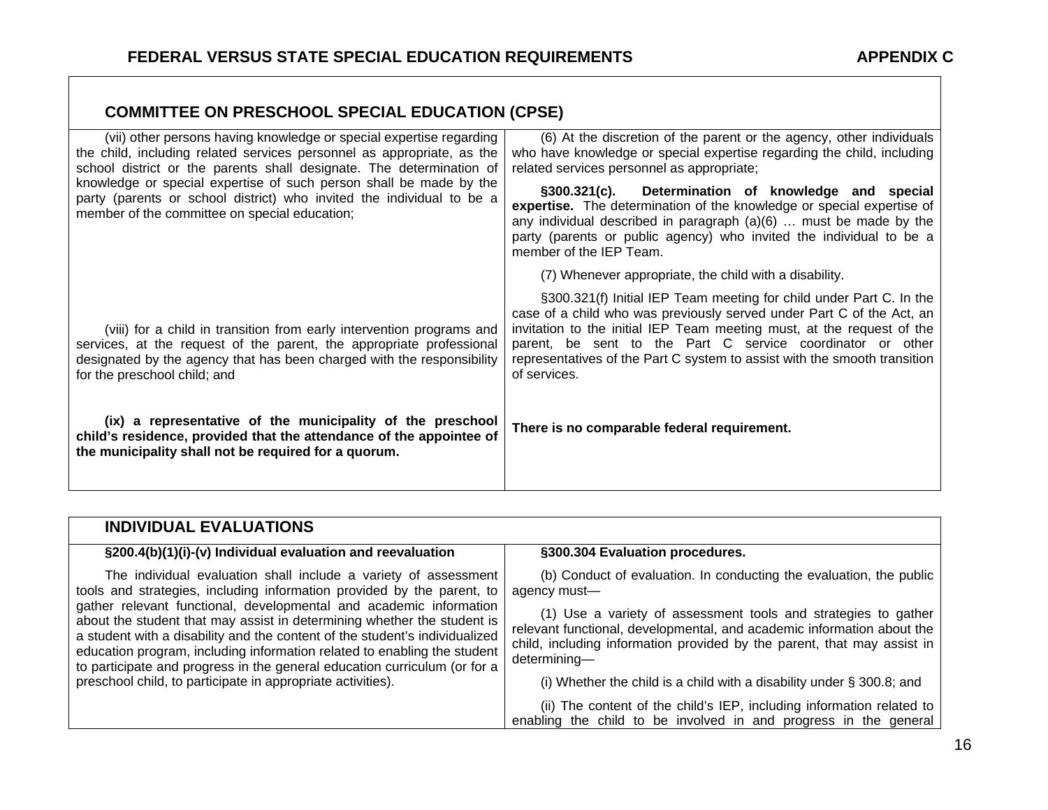## COMMITTEE ON PRESCHOOL SPECIAL EDUCATION (CPSE)

| State | Federal |
|---|---|
| (vii) other persons having knowledge or special expertise regarding the child, including related services personnel as appropriate, as the school district or the parents shall designate. The determination of knowledge or special expertise of such person shall be made by the party (parents or school district) who invited the individual to be a member of the committee on special education; | (6) At the discretion of the parent or the agency, other individuals who have knowledge or special expertise regarding the child, including related services personnel as appropriate;<br><br>**§300.321(c). Determination of knowledge and special expertise.** The determination of the knowledge or special expertise of any individual described in paragraph (a)(6) … must be made by the party (parents or public agency) who invited the individual to be a member of the IEP Team.<br><br>(7) Whenever appropriate, the child with a disability. |
| (viii) for a child in transition from early intervention programs and services, at the request of the parent, the appropriate professional designated by the agency that has been charged with the responsibility for the preschool child; and | §300.321(f) Initial IEP Team meeting for child under Part C. In the case of a child who was previously served under Part C of the Act, an invitation to the initial IEP Team meeting must, at the request of the parent, be sent to the Part C service coordinator or other representatives of the Part C system to assist with the smooth transition of services. |
| **(ix) a representative of the municipality of the preschool child's residence, provided that the attendance of the appointee of the municipality shall not be required for a quorum.** | **There is no comparable federal requirement.** |

## INDIVIDUAL EVALUATIONS

| State | Federal |
|---|---|
| **§200.4(b)(1)(i)-(v) Individual evaluation and reevaluation** | **§300.304 Evaluation procedures.** |
| The individual evaluation shall include a variety of assessment tools and strategies, including information provided by the parent, to gather relevant functional, developmental and academic information about the student that may assist in determining whether the student is a student with a disability and the content of the student's individualized education program, including information related to enabling the student to participate and progress in the general education curriculum (or for a preschool child, to participate in appropriate activities). | (b) Conduct of evaluation. In conducting the evaluation, the public agency must—<br><br>(1) Use a variety of assessment tools and strategies to gather relevant functional, developmental, and academic information about the child, including information provided by the parent, that may assist in determining—<br><br>(i) Whether the child is a child with a disability under § 300.8; and<br><br>(ii) The content of the child's IEP, including information related to enabling the child to be involved in and progress in the general |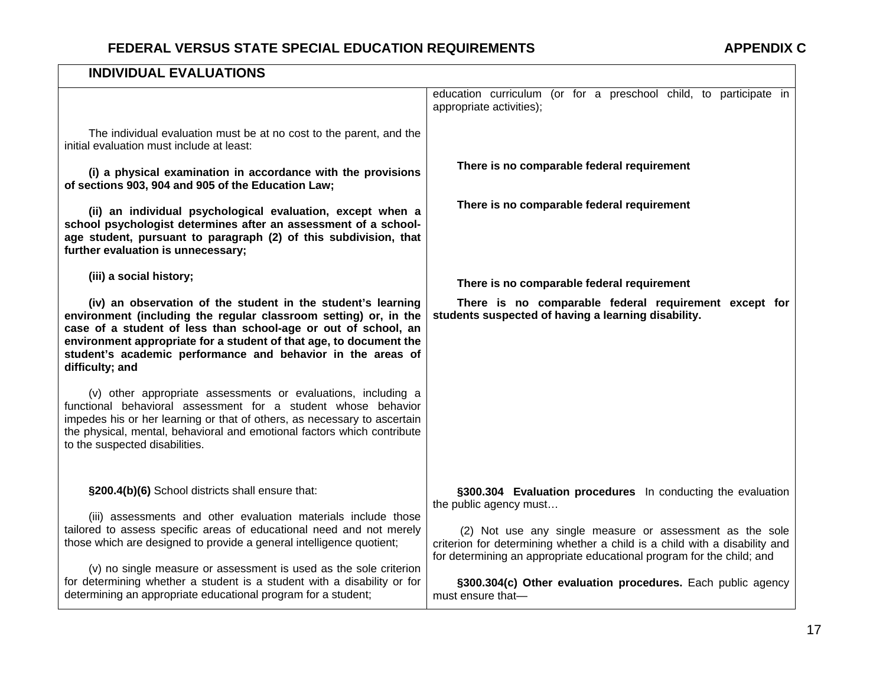| INDIVIDUAL EVALUATIONS | |
|---|---|
| | education curriculum (or for a preschool child, to participate in appropriate activities); |
| The individual evaluation must be at no cost to the parent, and the initial evaluation must include at least: | |
| **(i) a physical examination in accordance with the provisions of sections 903, 904 and 905 of the Education Law;** | **There is no comparable federal requirement** |
| **(ii) an individual psychological evaluation, except when a school psychologist determines after an assessment of a school-age student, pursuant to paragraph (2) of this subdivision, that further evaluation is unnecessary;** | **There is no comparable federal requirement** |
| **(iii) a social history;** | **There is no comparable federal requirement** |
| **(iv) an observation of the student in the student's learning environment (including the regular classroom setting) or, in the case of a student of less than school-age or out of school, an environment appropriate for a student of that age, to document the student's academic performance and behavior in the areas of difficulty; and** | **There is no comparable federal requirement except for students suspected of having a learning disability.** |
| (v) other appropriate assessments or evaluations, including a functional behavioral assessment for a student whose behavior impedes his or her learning or that of others, as necessary to ascertain the physical, mental, behavioral and emotional factors which contribute to the suspected disabilities. | |
| **§200.4(b)(6)** School districts shall ensure that:<br><br>(iii) assessments and other evaluation materials include those tailored to assess specific areas of educational need and not merely those which are designed to provide a general intelligence quotient;<br><br>(v) no single measure or assessment is used as the sole criterion for determining whether a student is a student with a disability or for determining an appropriate educational program for a student; | **§300.304 Evaluation procedures** In conducting the evaluation the public agency must…<br><br>(2) Not use any single measure or assessment as the sole criterion for determining whether a child is a child with a disability and for determining an appropriate educational program for the child; and<br><br>**§300.304(c) Other evaluation procedures.** Each public agency must ensure that— |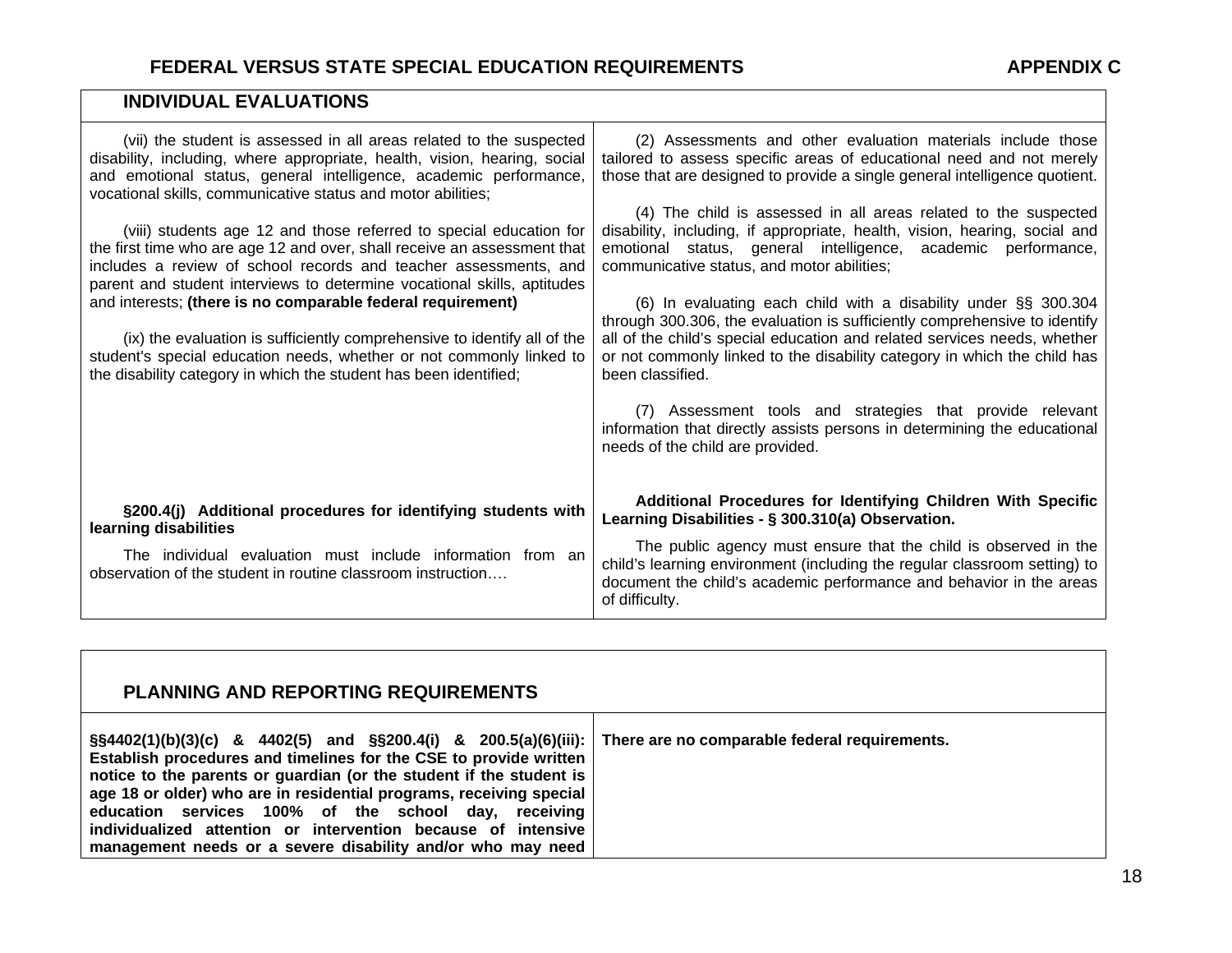## INDIVIDUAL EVALUATIONS

| | |
|---|---|
| (vii) the student is assessed in all areas related to the suspected disability, including, where appropriate, health, vision, hearing, social and emotional status, general intelligence, academic performance, vocational skills, communicative status and motor abilities;<br><br>(viii) students age 12 and those referred to special education for the first time who are age 12 and over, shall receive an assessment that includes a review of school records and teacher assessments, and parent and student interviews to determine vocational skills, aptitudes and interests; **(there is no comparable federal requirement)**<br><br>(ix) the evaluation is sufficiently comprehensive to identify all of the student's special education needs, whether or not commonly linked to the disability category in which the student has been identified; | (2) Assessments and other evaluation materials include those tailored to assess specific areas of educational need and not merely those that are designed to provide a single general intelligence quotient.<br><br>(4) The child is assessed in all areas related to the suspected disability, including, if appropriate, health, vision, hearing, social and emotional status, general intelligence, academic performance, communicative status, and motor abilities;<br><br>(6) In evaluating each child with a disability under §§ 300.304 through 300.306, the evaluation is sufficiently comprehensive to identify all of the child's special education and related services needs, whether or not commonly linked to the disability category in which the child has been classified.<br><br>(7) Assessment tools and strategies that provide relevant information that directly assists persons in determining the educational needs of the child are provided. |
| **§200.4(j) Additional procedures for identifying students with learning disabilities**<br><br>The individual evaluation must include information from an observation of the student in routine classroom instruction…. | **Additional Procedures for Identifying Children With Specific Learning Disabilities - § 300.310(a) Observation.**<br><br>The public agency must ensure that the child is observed in the child's learning environment (including the regular classroom setting) to document the child's academic performance and behavior in the areas of difficulty. |

## PLANNING AND REPORTING REQUIREMENTS

| | |
|---|---|
| **§§4402(1)(b)(3)(c) & 4402(5) and §§200.4(i) & 200.5(a)(6)(iii): Establish procedures and timelines for the CSE to provide written notice to the parents or guardian (or the student if the student is age 18 or older) who are in residential programs, receiving special education services 100% of the school day, receiving individualized attention or intervention because of intensive management needs or a severe disability and/or who may need** | **There are no comparable federal requirements.** |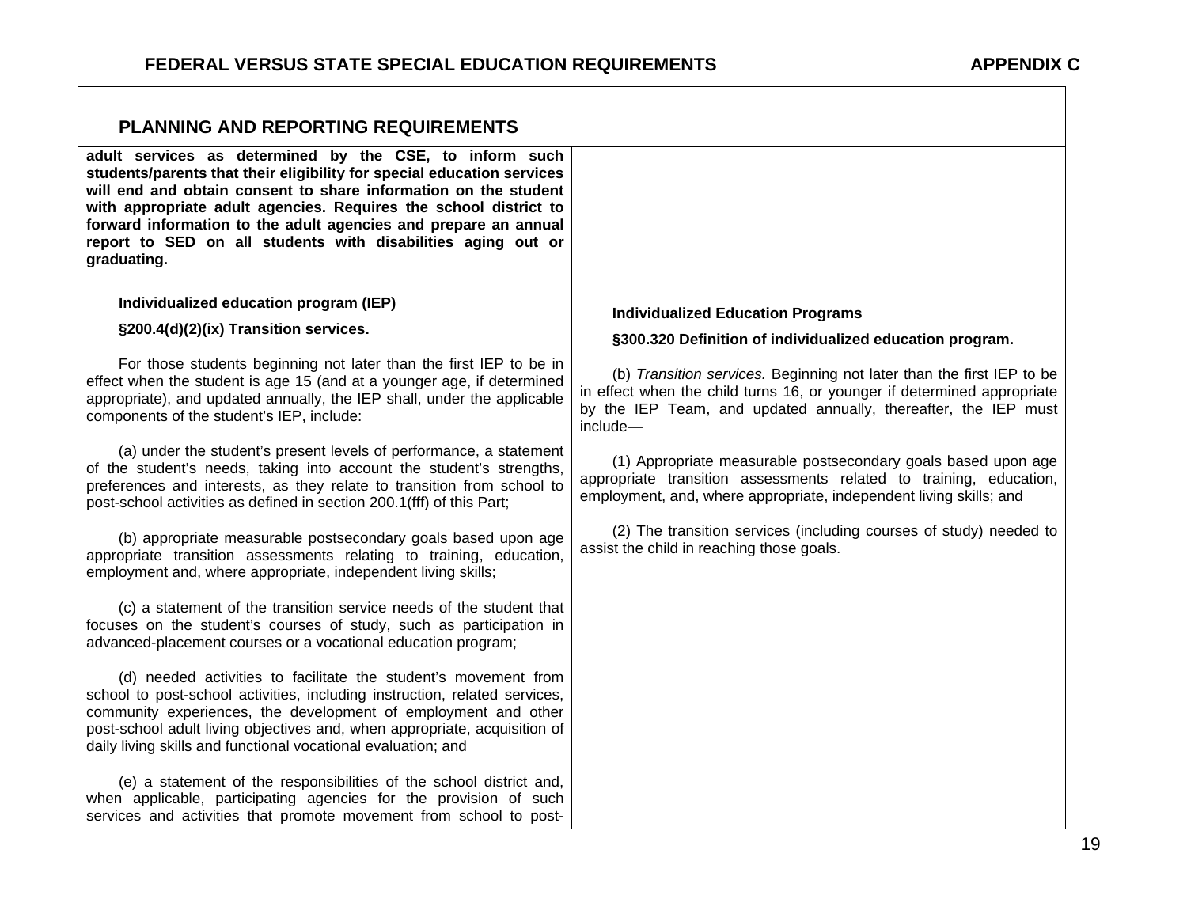## PLANNING AND REPORTING REQUIREMENTS

| State | Federal |
| --- | --- |
| **adult services as determined by the CSE, to inform such students/parents that their eligibility for special education services will end and obtain consent to share information on the student with appropriate adult agencies. Requires the school district to forward information to the adult agencies and prepare an annual report to SED on all students with disabilities aging out or graduating.** | |
| **Individualized education program (IEP)**<br><br>**§200.4(d)(2)(ix) Transition services.**<br><br>For those students beginning not later than the first IEP to be in effect when the student is age 15 (and at a younger age, if determined appropriate), and updated annually, the IEP shall, under the applicable components of the student's IEP, include:<br><br>(a) under the student's present levels of performance, a statement of the student's needs, taking into account the student's strengths, preferences and interests, as they relate to transition from school to post-school activities as defined in section 200.1(fff) of this Part;<br><br>(b) appropriate measurable postsecondary goals based upon age appropriate transition assessments relating to training, education, employment and, where appropriate, independent living skills;<br><br>(c) a statement of the transition service needs of the student that focuses on the student's courses of study, such as participation in advanced-placement courses or a vocational education program;<br><br>(d) needed activities to facilitate the student's movement from school to post-school activities, including instruction, related services, community experiences, the development of employment and other post-school adult living objectives and, when appropriate, acquisition of daily living skills and functional vocational evaluation; and<br><br>(e) a statement of the responsibilities of the school district and, when applicable, participating agencies for the provision of such services and activities that promote movement from school to post- | **Individualized Education Programs**<br><br>**§300.320 Definition of individualized education program.**<br><br>(b) *Transition services.* Beginning not later than the first IEP to be in effect when the child turns 16, or younger if determined appropriate by the IEP Team, and updated annually, thereafter, the IEP must include—<br><br>(1) Appropriate measurable postsecondary goals based upon age appropriate transition assessments related to training, education, employment, and, where appropriate, independent living skills; and<br><br>(2) The transition services (including courses of study) needed to assist the child in reaching those goals. |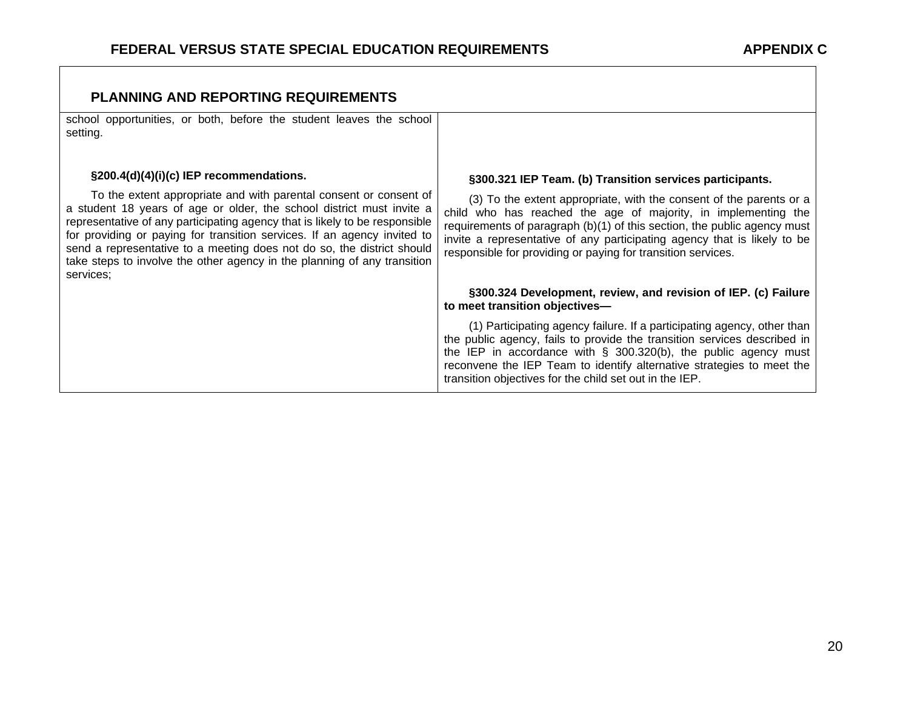## PLANNING AND REPORTING REQUIREMENTS

| | |
|---|---|
| school opportunities, or both, before the student leaves the school setting.<br><br>**§200.4(d)(4)(i)(c) IEP recommendations.**<br><br>To the extent appropriate and with parental consent or consent of a student 18 years of age or older, the school district must invite a representative of any participating agency that is likely to be responsible for providing or paying for transition services. If an agency invited to send a representative to a meeting does not do so, the district should take steps to involve the other agency in the planning of any transition services; | **§300.321 IEP Team. (b) Transition services participants.**<br><br>(3) To the extent appropriate, with the consent of the parents or a child who has reached the age of majority, in implementing the requirements of paragraph (b)(1) of this section, the public agency must invite a representative of any participating agency that is likely to be responsible for providing or paying for transition services.<br><br>**§300.324 Development, review, and revision of IEP. (c) Failure to meet transition objectives—**<br><br>(1) Participating agency failure. If a participating agency, other than the public agency, fails to provide the transition services described in the IEP in accordance with § 300.320(b), the public agency must reconvene the IEP Team to identify alternative strategies to meet the transition objectives for the child set out in the IEP. |